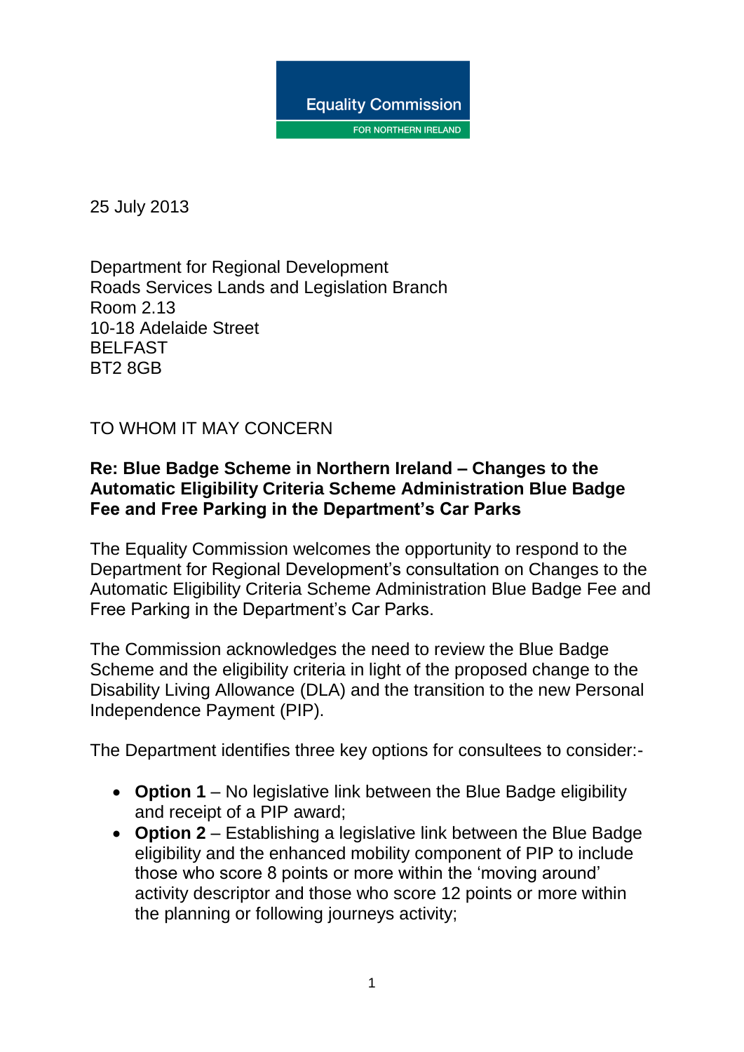Equality Commission

FOR NORTHERN IRELAND

25 July 2013

Department for Regional Development
Roads Services Lands and Legislation Branch
Room 2.13
10-18 Adelaide Street
BELFAST
BT2 8GB

TO WHOM IT MAY CONCERN

**Re: Blue Badge Scheme in Northern Ireland – Changes to the Automatic Eligibility Criteria Scheme Administration Blue Badge Fee and Free Parking in the Department's Car Parks**

The Equality Commission welcomes the opportunity to respond to the Department for Regional Development's consultation on Changes to the Automatic Eligibility Criteria Scheme Administration Blue Badge Fee and Free Parking in the Department's Car Parks.

The Commission acknowledges the need to review the Blue Badge Scheme and the eligibility criteria in light of the proposed change to the Disability Living Allowance (DLA) and the transition to the new Personal Independence Payment (PIP).

The Department identifies three key options for consultees to consider:-

- **Option 1** – No legislative link between the Blue Badge eligibility and receipt of a PIP award;
- **Option 2** – Establishing a legislative link between the Blue Badge eligibility and the enhanced mobility component of PIP to include those who score 8 points or more within the 'moving around' activity descriptor and those who score 12 points or more within the planning or following journeys activity;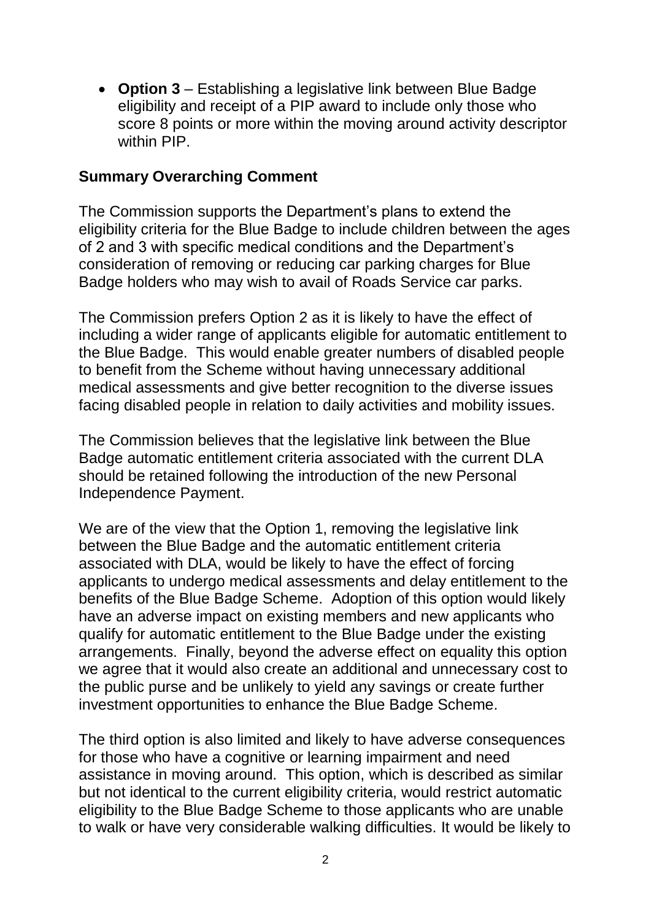- **Option 3** – Establishing a legislative link between Blue Badge eligibility and receipt of a PIP award to include only those who score 8 points or more within the moving around activity descriptor within PIP.

**Summary Overarching Comment**

The Commission supports the Department's plans to extend the eligibility criteria for the Blue Badge to include children between the ages of 2 and 3 with specific medical conditions and the Department's consideration of removing or reducing car parking charges for Blue Badge holders who may wish to avail of Roads Service car parks.

The Commission prefers Option 2 as it is likely to have the effect of including a wider range of applicants eligible for automatic entitlement to the Blue Badge. This would enable greater numbers of disabled people to benefit from the Scheme without having unnecessary additional medical assessments and give better recognition to the diverse issues facing disabled people in relation to daily activities and mobility issues.

The Commission believes that the legislative link between the Blue Badge automatic entitlement criteria associated with the current DLA should be retained following the introduction of the new Personal Independence Payment.

We are of the view that the Option 1, removing the legislative link between the Blue Badge and the automatic entitlement criteria associated with DLA, would be likely to have the effect of forcing applicants to undergo medical assessments and delay entitlement to the benefits of the Blue Badge Scheme. Adoption of this option would likely have an adverse impact on existing members and new applicants who qualify for automatic entitlement to the Blue Badge under the existing arrangements. Finally, beyond the adverse effect on equality this option we agree that it would also create an additional and unnecessary cost to the public purse and be unlikely to yield any savings or create further investment opportunities to enhance the Blue Badge Scheme.

The third option is also limited and likely to have adverse consequences for those who have a cognitive or learning impairment and need assistance in moving around. This option, which is described as similar but not identical to the current eligibility criteria, would restrict automatic eligibility to the Blue Badge Scheme to those applicants who are unable to walk or have very considerable walking difficulties. It would be likely to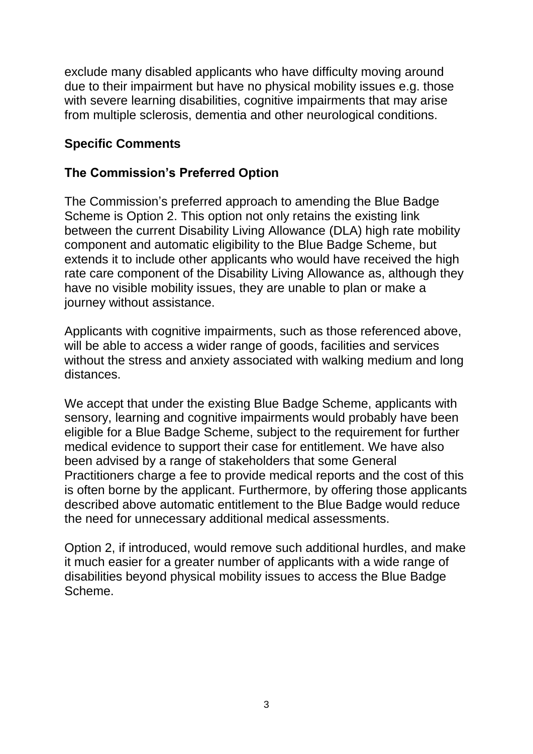exclude many disabled applicants who have difficulty moving around due to their impairment but have no physical mobility issues e.g. those with severe learning disabilities, cognitive impairments that may arise from multiple sclerosis, dementia and other neurological conditions.

## Specific Comments

## The Commission's Preferred Option

The Commission's preferred approach to amending the Blue Badge Scheme is Option 2. This option not only retains the existing link between the current Disability Living Allowance (DLA) high rate mobility component and automatic eligibility to the Blue Badge Scheme, but extends it to include other applicants who would have received the high rate care component of the Disability Living Allowance as, although they have no visible mobility issues, they are unable to plan or make a journey without assistance.

Applicants with cognitive impairments, such as those referenced above, will be able to access a wider range of goods, facilities and services without the stress and anxiety associated with walking medium and long distances.

We accept that under the existing Blue Badge Scheme, applicants with sensory, learning and cognitive impairments would probably have been eligible for a Blue Badge Scheme, subject to the requirement for further medical evidence to support their case for entitlement. We have also been advised by a range of stakeholders that some General Practitioners charge a fee to provide medical reports and the cost of this is often borne by the applicant. Furthermore, by offering those applicants described above automatic entitlement to the Blue Badge would reduce the need for unnecessary additional medical assessments.

Option 2, if introduced, would remove such additional hurdles, and make it much easier for a greater number of applicants with a wide range of disabilities beyond physical mobility issues to access the Blue Badge Scheme.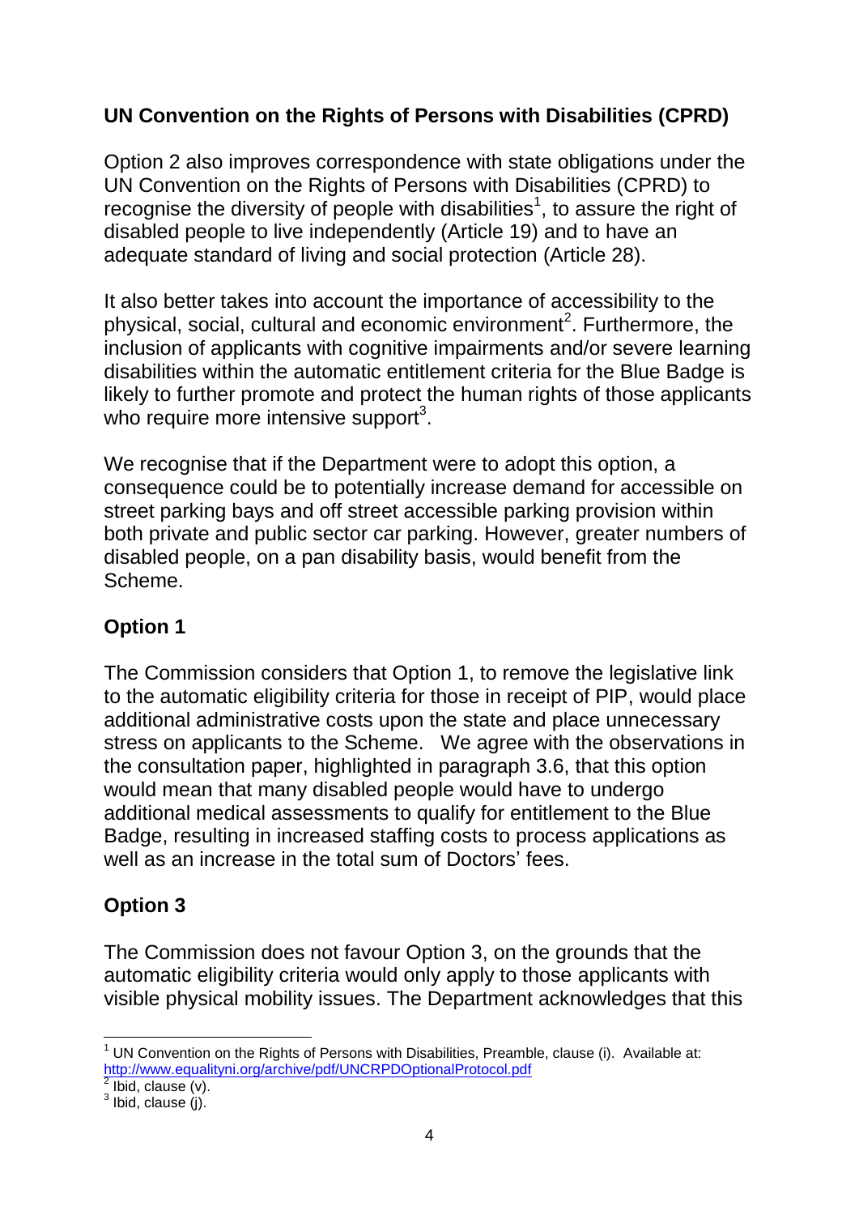## UN Convention on the Rights of Persons with Disabilities (CPRD)

Option 2 also improves correspondence with state obligations under the UN Convention on the Rights of Persons with Disabilities (CPRD) to recognise the diversity of people with disabilities[1], to assure the right of disabled people to live independently (Article 19) and to have an adequate standard of living and social protection (Article 28).

It also better takes into account the importance of accessibility to the physical, social, cultural and economic environment[2]. Furthermore, the inclusion of applicants with cognitive impairments and/or severe learning disabilities within the automatic entitlement criteria for the Blue Badge is likely to further promote and protect the human rights of those applicants who require more intensive support[3].

We recognise that if the Department were to adopt this option, a consequence could be to potentially increase demand for accessible on street parking bays and off street accessible parking provision within both private and public sector car parking. However, greater numbers of disabled people, on a pan disability basis, would benefit from the Scheme.

## Option 1

The Commission considers that Option 1, to remove the legislative link to the automatic eligibility criteria for those in receipt of PIP, would place additional administrative costs upon the state and place unnecessary stress on applicants to the Scheme. We agree with the observations in the consultation paper, highlighted in paragraph 3.6, that this option would mean that many disabled people would have to undergo additional medical assessments to qualify for entitlement to the Blue Badge, resulting in increased staffing costs to process applications as well as an increase in the total sum of Doctors' fees.

## Option 3

The Commission does not favour Option 3, on the grounds that the automatic eligibility criteria would only apply to those applicants with visible physical mobility issues. The Department acknowledges that this

---

[1] UN Convention on the Rights of Persons with Disabilities, Preamble, clause (i). Available at: http://www.equalityni.org/archive/pdf/UNCRPDOptionalProtocol.pdf

[2] Ibid, clause (v).

[3] Ibid, clause (j).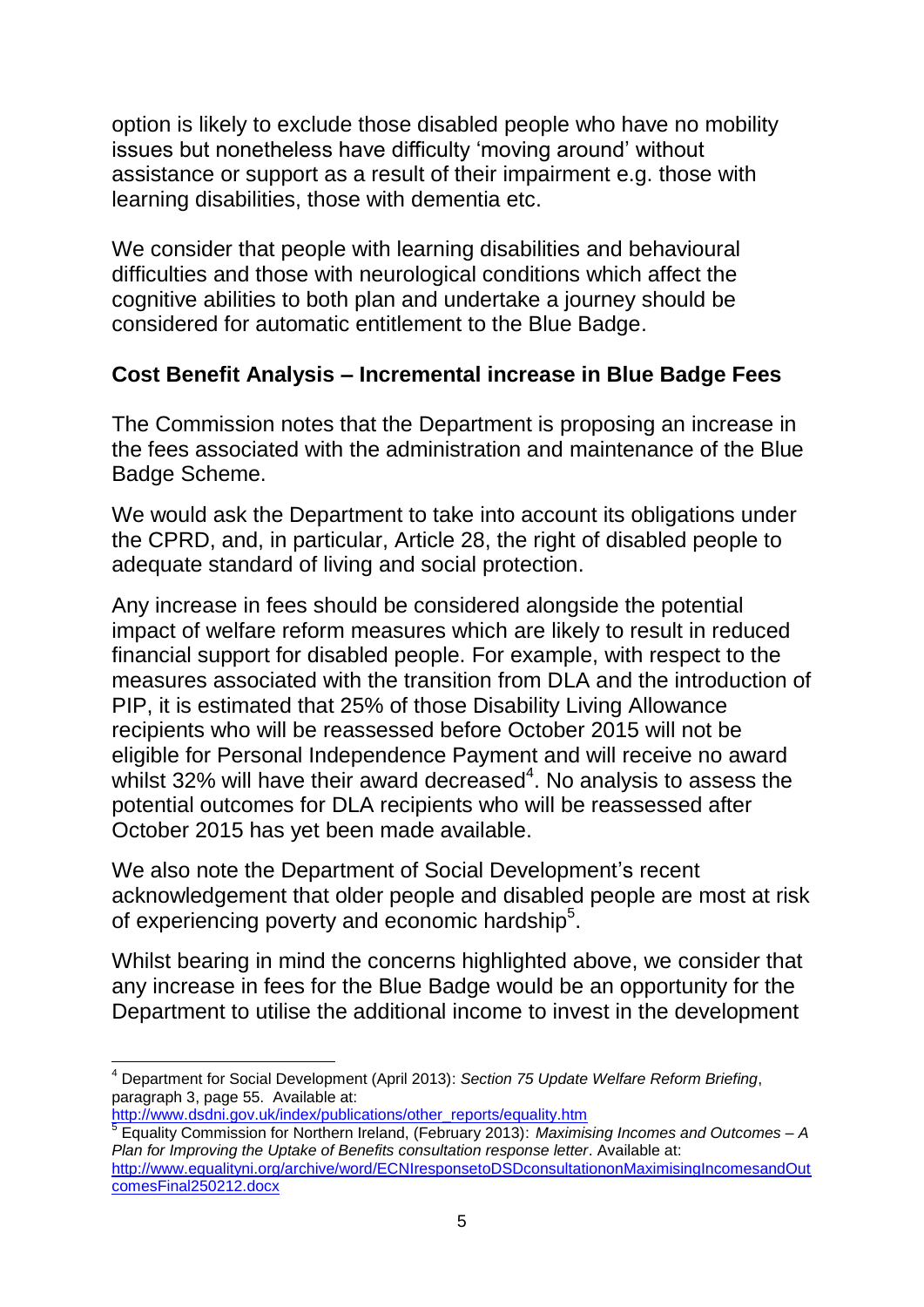option is likely to exclude those disabled people who have no mobility issues but nonetheless have difficulty 'moving around' without assistance or support as a result of their impairment e.g. those with learning disabilities, those with dementia etc.

We consider that people with learning disabilities and behavioural difficulties and those with neurological conditions which affect the cognitive abilities to both plan and undertake a journey should be considered for automatic entitlement to the Blue Badge.

**Cost Benefit Analysis – Incremental increase in Blue Badge Fees**

The Commission notes that the Department is proposing an increase in the fees associated with the administration and maintenance of the Blue Badge Scheme.

We would ask the Department to take into account its obligations under the CPRD, and, in particular, Article 28, the right of disabled people to adequate standard of living and social protection.

Any increase in fees should be considered alongside the potential impact of welfare reform measures which are likely to result in reduced financial support for disabled people. For example, with respect to the measures associated with the transition from DLA and the introduction of PIP, it is estimated that 25% of those Disability Living Allowance recipients who will be reassessed before October 2015 will not be eligible for Personal Independence Payment and will receive no award whilst 32% will have their award decreased[4]. No analysis to assess the potential outcomes for DLA recipients who will be reassessed after October 2015 has yet been made available.

We also note the Department of Social Development's recent acknowledgement that older people and disabled people are most at risk of experiencing poverty and economic hardship[5].

Whilst bearing in mind the concerns highlighted above, we consider that any increase in fees for the Blue Badge would be an opportunity for the Department to utilise the additional income to invest in the development

---

[4] Department for Social Development (April 2013): *Section 75 Update Welfare Reform Briefing*, paragraph 3, page 55. Available at: http://www.dsdni.gov.uk/index/publications/other_reports/equality.htm

[5] Equality Commission for Northern Ireland, (February 2013): *Maximising Incomes and Outcomes – A Plan for Improving the Uptake of Benefits consultation response letter*. Available at: http://www.equalityni.org/archive/word/ECNIresponsetoDSDconsultationonMaximisingIncomesandOutcomesFinal250212.docx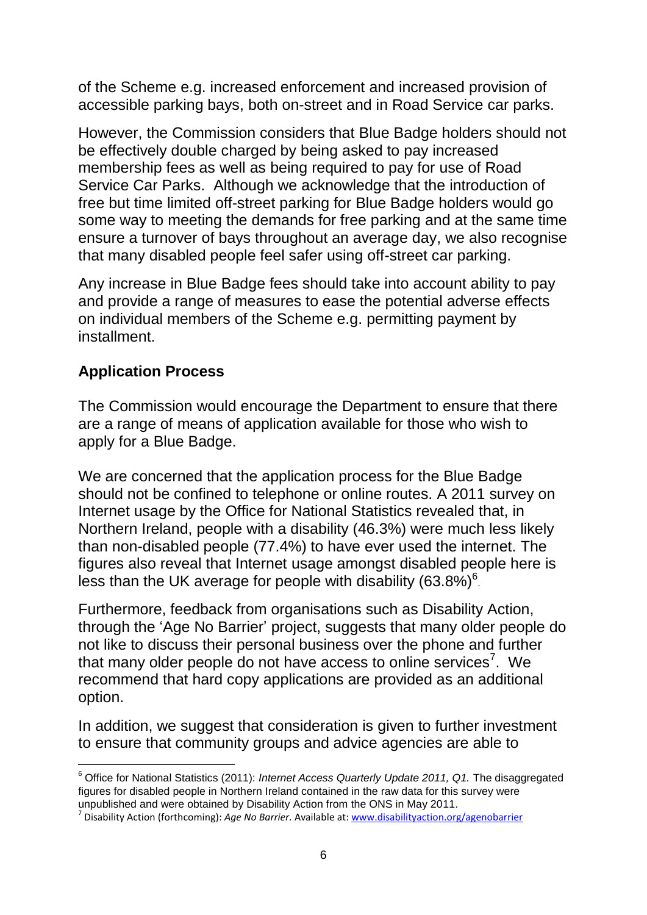of the Scheme e.g. increased enforcement and increased provision of accessible parking bays, both on-street and in Road Service car parks.

However, the Commission considers that Blue Badge holders should not be effectively double charged by being asked to pay increased membership fees as well as being required to pay for use of Road Service Car Parks. Although we acknowledge that the introduction of free but time limited off-street parking for Blue Badge holders would go some way to meeting the demands for free parking and at the same time ensure a turnover of bays throughout an average day, we also recognise that many disabled people feel safer using off-street car parking.

Any increase in Blue Badge fees should take into account ability to pay and provide a range of measures to ease the potential adverse effects on individual members of the Scheme e.g. permitting payment by installment.

**Application Process**

The Commission would encourage the Department to ensure that there are a range of means of application available for those who wish to apply for a Blue Badge.

We are concerned that the application process for the Blue Badge should not be confined to telephone or online routes. A 2011 survey on Internet usage by the Office for National Statistics revealed that, in Northern Ireland, people with a disability (46.3%) were much less likely than non-disabled people (77.4%) to have ever used the internet. The figures also reveal that Internet usage amongst disabled people here is less than the UK average for people with disability (63.8%)[6].

Furthermore, feedback from organisations such as Disability Action, through the 'Age No Barrier' project, suggests that many older people do not like to discuss their personal business over the phone and further that many older people do not have access to online services[7]. We recommend that hard copy applications are provided as an additional option.

In addition, we suggest that consideration is given to further investment to ensure that community groups and advice agencies are able to

---

[6] Office for National Statistics (2011): *Internet Access Quarterly Update 2011, Q1.* The disaggregated figures for disabled people in Northern Ireland contained in the raw data for this survey were unpublished and were obtained by Disability Action from the ONS in May 2011.

[7] Disability Action (forthcoming): *Age No Barrier.* Available at: www.disabilityaction.org/agenobarrier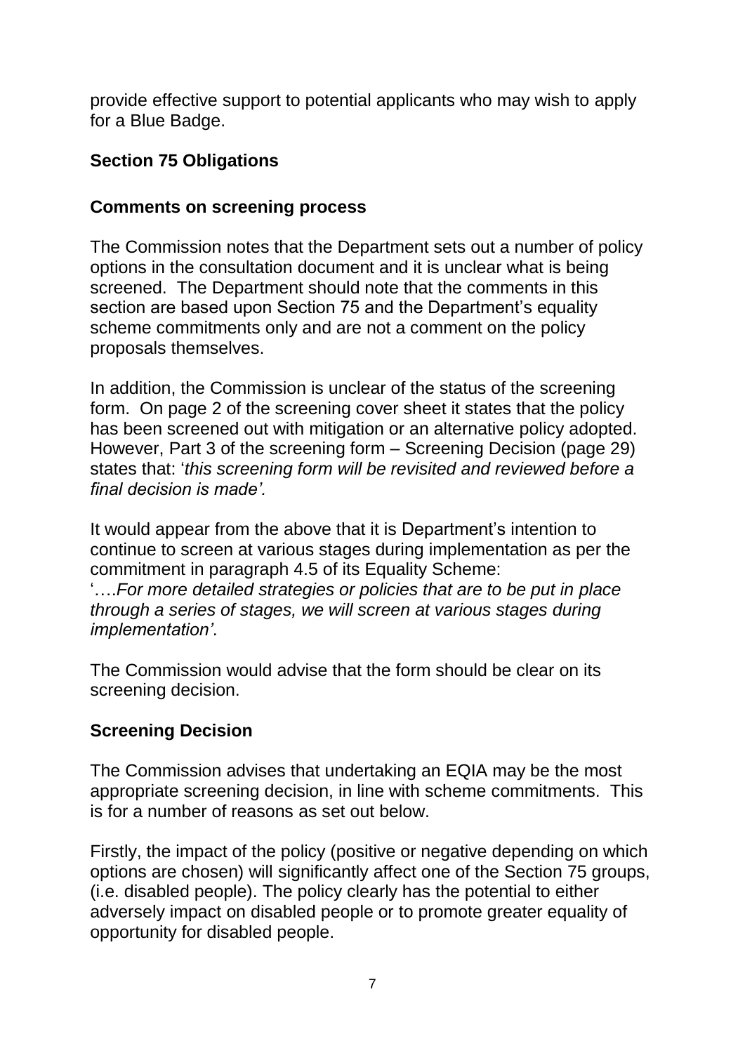provide effective support to potential applicants who may wish to apply for a Blue Badge.

## Section 75 Obligations

### Comments on screening process

The Commission notes that the Department sets out a number of policy options in the consultation document and it is unclear what is being screened. The Department should note that the comments in this section are based upon Section 75 and the Department's equality scheme commitments only and are not a comment on the policy proposals themselves.

In addition, the Commission is unclear of the status of the screening form. On page 2 of the screening cover sheet it states that the policy has been screened out with mitigation or an alternative policy adopted. However, Part 3 of the screening form – Screening Decision (page 29) states that: '*this screening form will be revisited and reviewed before a final decision is made'.*

It would appear from the above that it is Department's intention to continue to screen at various stages during implementation as per the commitment in paragraph 4.5 of its Equality Scheme:
'….*For more detailed strategies or policies that are to be put in place through a series of stages, we will screen at various stages during implementation'*.

The Commission would advise that the form should be clear on its screening decision.

### Screening Decision

The Commission advises that undertaking an EQIA may be the most appropriate screening decision, in line with scheme commitments. This is for a number of reasons as set out below.

Firstly, the impact of the policy (positive or negative depending on which options are chosen) will significantly affect one of the Section 75 groups, (i.e. disabled people). The policy clearly has the potential to either adversely impact on disabled people or to promote greater equality of opportunity for disabled people.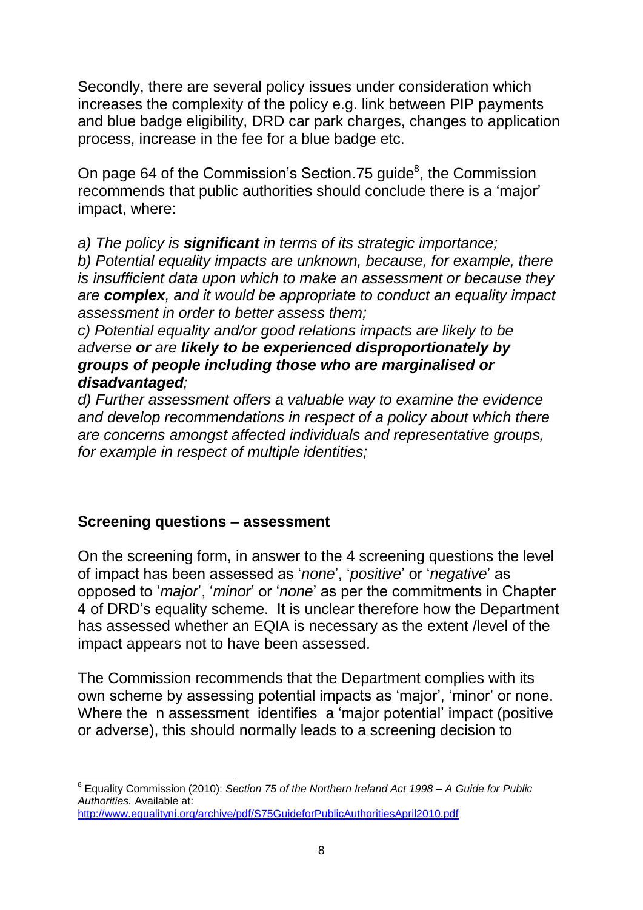Secondly, there are several policy issues under consideration which increases the complexity of the policy e.g. link between PIP payments and blue badge eligibility, DRD car park charges, changes to application process, increase in the fee for a blue badge etc.

On page 64 of the Commission's Section.75 guide[8], the Commission recommends that public authorities should conclude there is a 'major' impact, where:

*a) The policy is **significant** in terms of its strategic importance;*
*b) Potential equality impacts are unknown, because, for example, there is insufficient data upon which to make an assessment or because they are **complex**, and it would be appropriate to conduct an equality impact assessment in order to better assess them;*
*c) Potential equality and/or good relations impacts are likely to be adverse **or** are **likely to be experienced disproportionately by groups of people including those who are marginalised or disadvantaged**;*
*d) Further assessment offers a valuable way to examine the evidence and develop recommendations in respect of a policy about which there are concerns amongst affected individuals and representative groups, for example in respect of multiple identities;*

## Screening questions – assessment

On the screening form, in answer to the 4 screening questions the level of impact has been assessed as '*none*', '*positive*' or '*negative*' as opposed to '*major*', '*minor*' or '*none*' as per the commitments in Chapter 4 of DRD's equality scheme. It is unclear therefore how the Department has assessed whether an EQIA is necessary as the extent /level of the impact appears not to have been assessed.

The Commission recommends that the Department complies with its own scheme by assessing potential impacts as 'major', 'minor' or none. Where the n assessment identifies a 'major potential' impact (positive or adverse), this should normally leads to a screening decision to

---

[8] Equality Commission (2010): *Section 75 of the Northern Ireland Act 1998 – A Guide for Public Authorities.* Available at: http://www.equalityni.org/archive/pdf/S75GuideforPublicAuthoritiesApril2010.pdf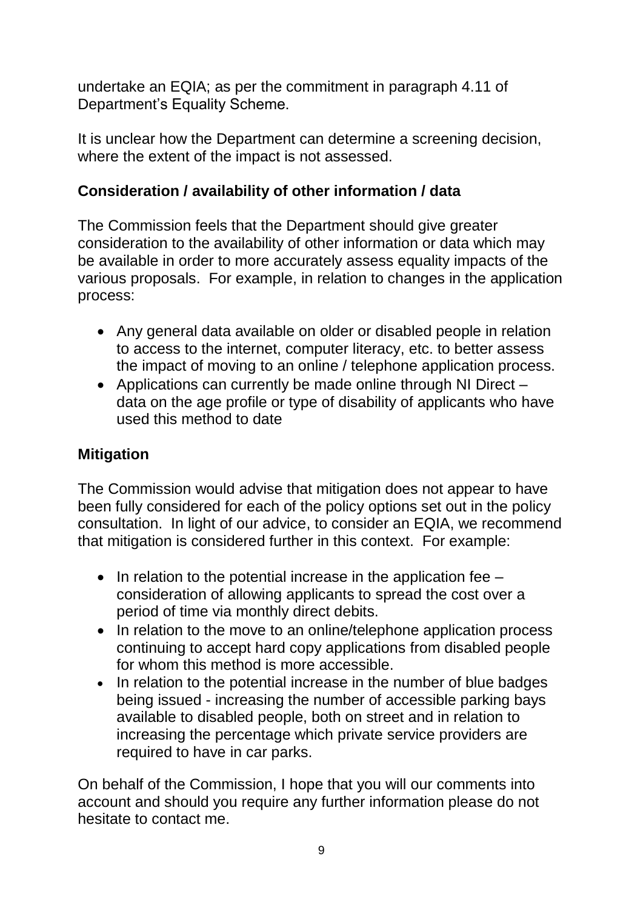undertake an EQIA; as per the commitment in paragraph 4.11 of Department's Equality Scheme.

It is unclear how the Department can determine a screening decision, where the extent of the impact is not assessed.

**Consideration / availability of other information / data**

The Commission feels that the Department should give greater consideration to the availability of other information or data which may be available in order to more accurately assess equality impacts of the various proposals. For example, in relation to changes in the application process:

- Any general data available on older or disabled people in relation to access to the internet, computer literacy, etc. to better assess the impact of moving to an online / telephone application process.
- Applications can currently be made online through NI Direct – data on the age profile or type of disability of applicants who have used this method to date

**Mitigation**

The Commission would advise that mitigation does not appear to have been fully considered for each of the policy options set out in the policy consultation. In light of our advice, to consider an EQIA, we recommend that mitigation is considered further in this context. For example:

- In relation to the potential increase in the application fee – consideration of allowing applicants to spread the cost over a period of time via monthly direct debits.
- In relation to the move to an online/telephone application process continuing to accept hard copy applications from disabled people for whom this method is more accessible.
- In relation to the potential increase in the number of blue badges being issued - increasing the number of accessible parking bays available to disabled people, both on street and in relation to increasing the percentage which private service providers are required to have in car parks.

On behalf of the Commission, I hope that you will our comments into account and should you require any further information please do not hesitate to contact me.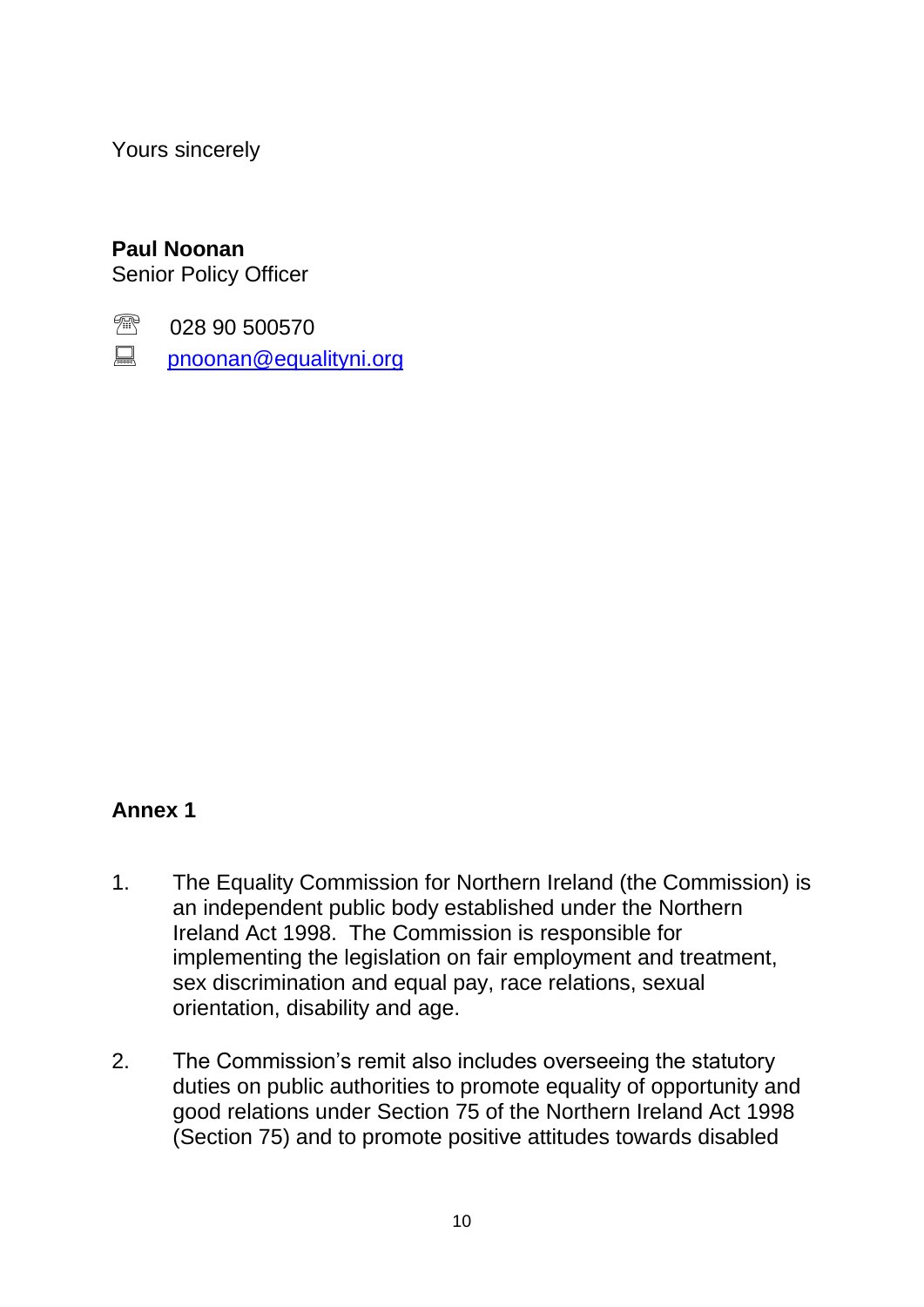Yours sincerely

**Paul Noonan**
Senior Policy Officer

☎ 028 90 500570
💻 pnoonan@equalityni.org

**Annex 1**

1. The Equality Commission for Northern Ireland (the Commission) is an independent public body established under the Northern Ireland Act 1998. The Commission is responsible for implementing the legislation on fair employment and treatment, sex discrimination and equal pay, race relations, sexual orientation, disability and age.

2. The Commission's remit also includes overseeing the statutory duties on public authorities to promote equality of opportunity and good relations under Section 75 of the Northern Ireland Act 1998 (Section 75) and to promote positive attitudes towards disabled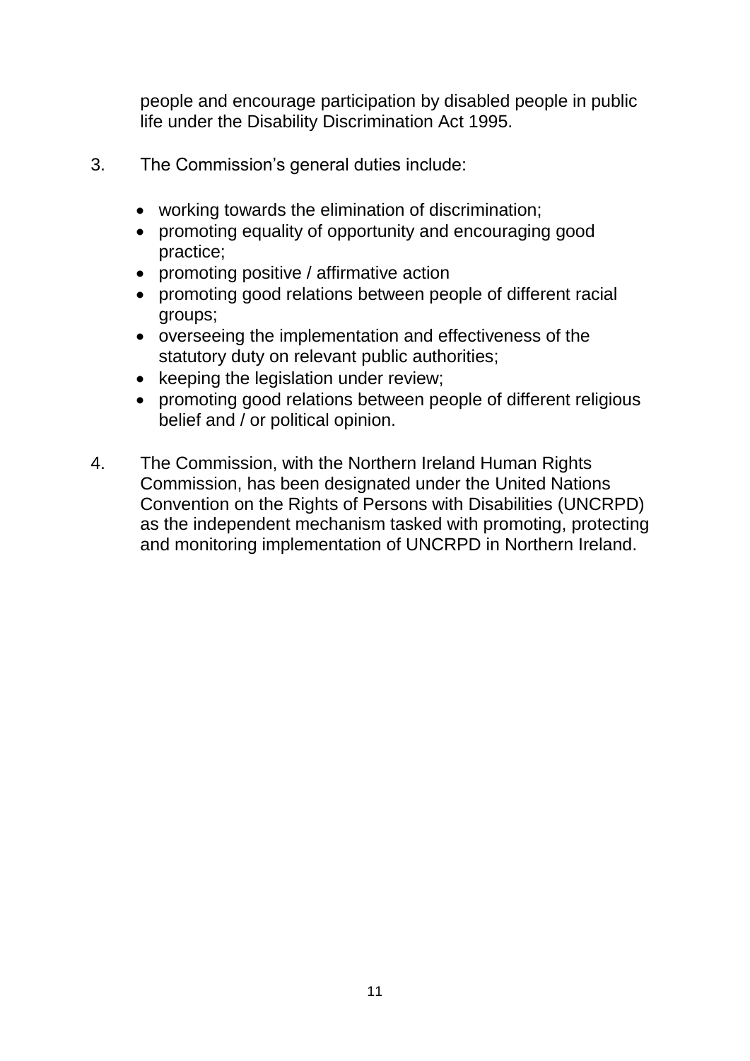people and encourage participation by disabled people in public life under the Disability Discrimination Act 1995.

3. The Commission's general duties include:

   - working towards the elimination of discrimination;
   - promoting equality of opportunity and encouraging good practice;
   - promoting positive / affirmative action
   - promoting good relations between people of different racial groups;
   - overseeing the implementation and effectiveness of the statutory duty on relevant public authorities;
   - keeping the legislation under review;
   - promoting good relations between people of different religious belief and / or political opinion.

4. The Commission, with the Northern Ireland Human Rights Commission, has been designated under the United Nations Convention on the Rights of Persons with Disabilities (UNCRPD) as the independent mechanism tasked with promoting, protecting and monitoring implementation of UNCRPD in Northern Ireland.